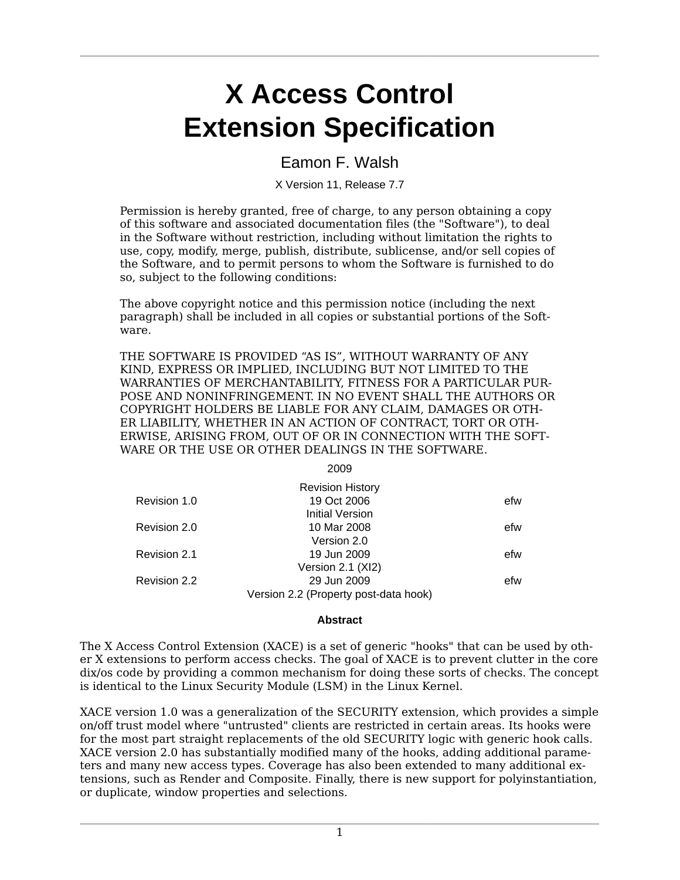# X Access Control Extension Specification

Eamon F. Walsh

X Version 11, Release 7.7

Permission is hereby granted, free of charge, to any person obtaining a copy of this software and associated documentation files (the "Software"), to deal in the Software without restriction, including without limitation the rights to use, copy, modify, merge, publish, distribute, sublicense, and/or sell copies of the Software, and to permit persons to whom the Software is furnished to do so, subject to the following conditions:

The above copyright notice and this permission notice (including the next paragraph) shall be included in all copies or substantial portions of the Software.

THE SOFTWARE IS PROVIDED “AS IS”, WITHOUT WARRANTY OF ANY KIND, EXPRESS OR IMPLIED, INCLUDING BUT NOT LIMITED TO THE WARRANTIES OF MERCHANTABILITY, FITNESS FOR A PARTICULAR PURPOSE AND NONINFRINGEMENT. IN NO EVENT SHALL THE AUTHORS OR COPYRIGHT HOLDERS BE LIABLE FOR ANY CLAIM, DAMAGES OR OTHER LIABILITY, WHETHER IN AN ACTION OF CONTRACT, TORT OR OTHERWISE, ARISING FROM, OUT OF OR IN CONNECTION WITH THE SOFTWARE OR THE USE OR OTHER DEALINGS IN THE SOFTWARE.

2009

**Revision History**

| Revision | Date | Author |
|---|---|---|
| Revision 1.0 | 19 Oct 2006 | efw |
| | Initial Version | |
| Revision 2.0 | 10 Mar 2008 | efw |
| | Version 2.0 | |
| Revision 2.1 | 19 Jun 2009 | efw |
| | Version 2.1 (XI2) | |
| Revision 2.2 | 29 Jun 2009 | efw |
| | Version 2.2 (Property post-data hook) | |

**Abstract**

The X Access Control Extension (XACE) is a set of generic "hooks" that can be used by other X extensions to perform access checks. The goal of XACE is to prevent clutter in the core dix/os code by providing a common mechanism for doing these sorts of checks. The concept is identical to the Linux Security Module (LSM) in the Linux Kernel.

XACE version 1.0 was a generalization of the SECURITY extension, which provides a simple on/off trust model where "untrusted" clients are restricted in certain areas. Its hooks were for the most part straight replacements of the old SECURITY logic with generic hook calls. XACE version 2.0 has substantially modified many of the hooks, adding additional parameters and many new access types. Coverage has also been extended to many additional extensions, such as Render and Composite. Finally, there is new support for polyinstantiation, or duplicate, window properties and selections.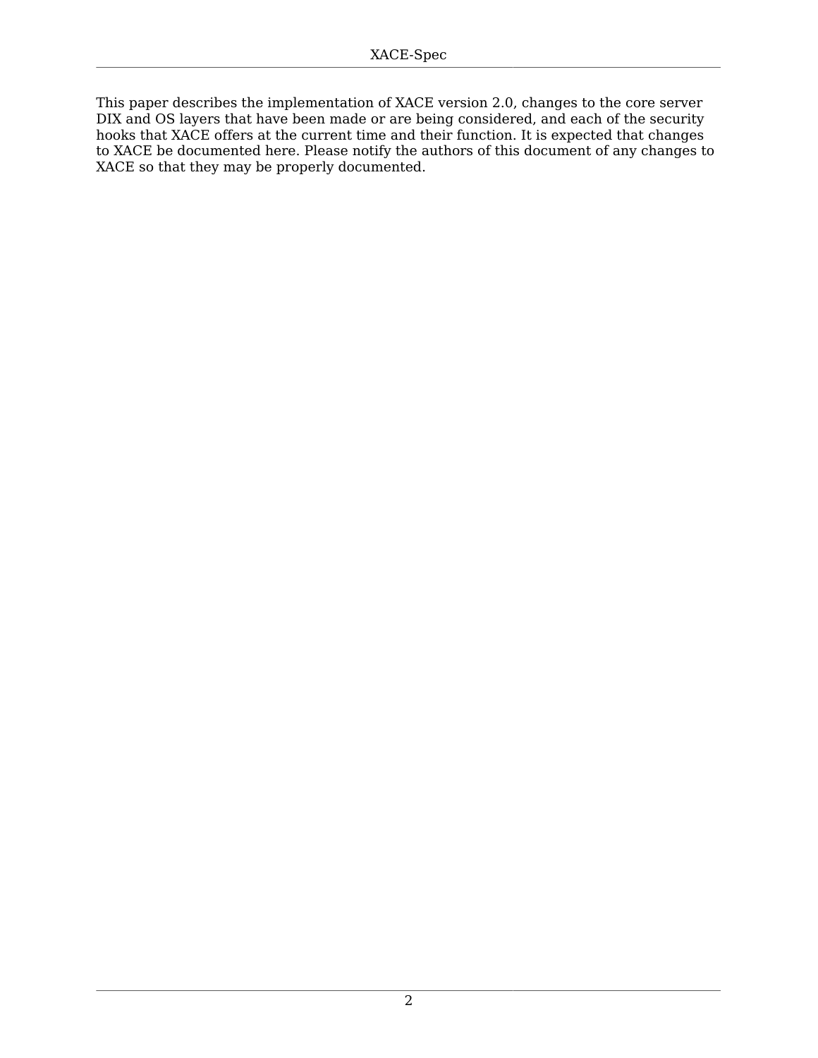This paper describes the implementation of XACE version 2.0, changes to the core server DIX and OS layers that have been made or are being considered, and each of the security hooks that XACE offers at the current time and their function. It is expected that changes to XACE be documented here. Please notify the authors of this document of any changes to XACE so that they may be properly documented.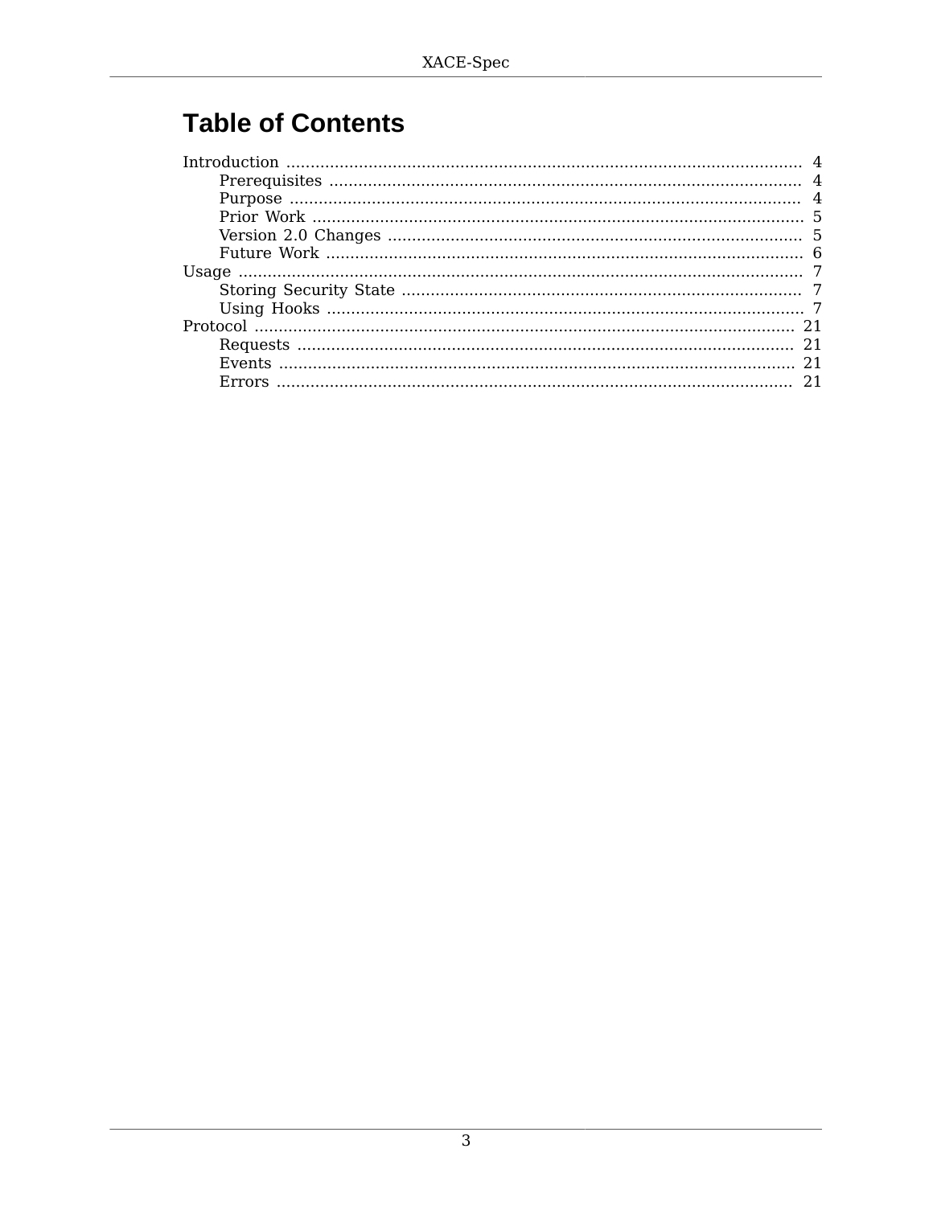# Table of Contents

- Introduction ........ 4
  - Prerequisites ........ 4
  - Purpose ........ 4
  - Prior Work ........ 5
  - Version 2.0 Changes ........ 5
  - Future Work ........ 6
- Usage ........ 7
  - Storing Security State ........ 7
  - Using Hooks ........ 7
- Protocol ........ 21
  - Requests ........ 21
  - Events ........ 21
  - Errors ........ 21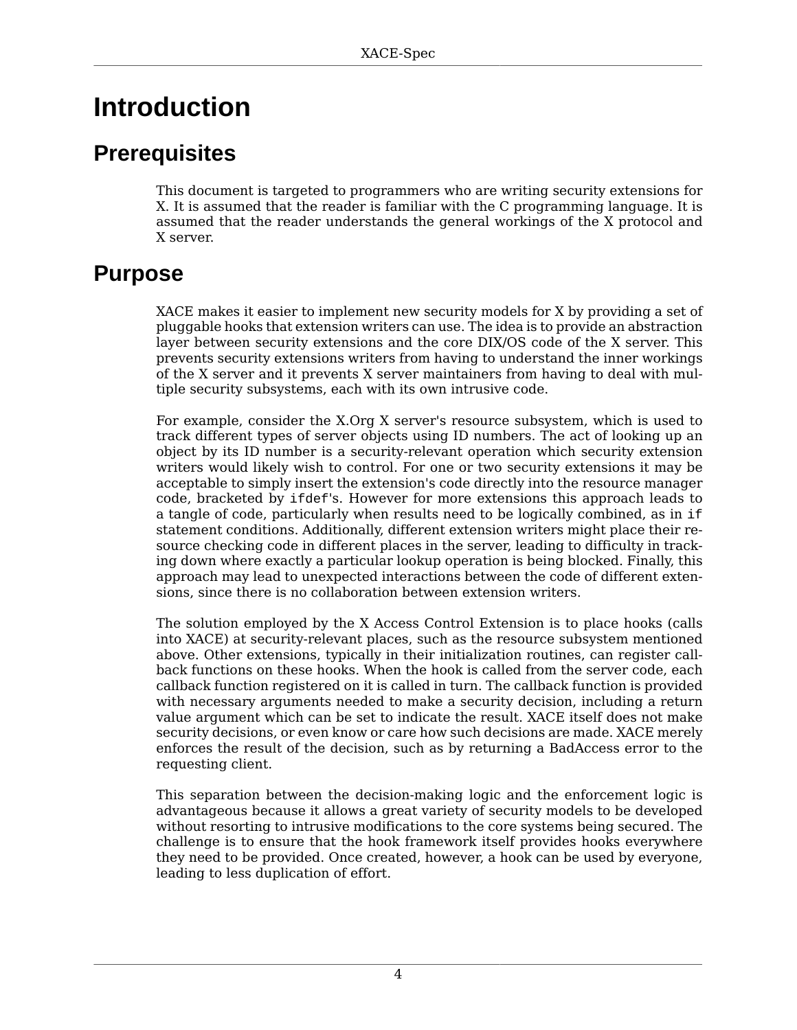# Introduction

## Prerequisites

This document is targeted to programmers who are writing security extensions for X. It is assumed that the reader is familiar with the C programming language. It is assumed that the reader understands the general workings of the X protocol and X server.

## Purpose

XACE makes it easier to implement new security models for X by providing a set of pluggable hooks that extension writers can use. The idea is to provide an abstraction layer between security extensions and the core DIX/OS code of the X server. This prevents security extensions writers from having to understand the inner workings of the X server and it prevents X server maintainers from having to deal with multiple security subsystems, each with its own intrusive code.

For example, consider the X.Org X server's resource subsystem, which is used to track different types of server objects using ID numbers. The act of looking up an object by its ID number is a security-relevant operation which security extension writers would likely wish to control. For one or two security extensions it may be acceptable to simply insert the extension's code directly into the resource manager code, bracketed by `ifdef`'s. However for more extensions this approach leads to a tangle of code, particularly when results need to be logically combined, as in `if` statement conditions. Additionally, different extension writers might place their resource checking code in different places in the server, leading to difficulty in tracking down where exactly a particular lookup operation is being blocked. Finally, this approach may lead to unexpected interactions between the code of different extensions, since there is no collaboration between extension writers.

The solution employed by the X Access Control Extension is to place hooks (calls into XACE) at security-relevant places, such as the resource subsystem mentioned above. Other extensions, typically in their initialization routines, can register callback functions on these hooks. When the hook is called from the server code, each callback function registered on it is called in turn. The callback function is provided with necessary arguments needed to make a security decision, including a return value argument which can be set to indicate the result. XACE itself does not make security decisions, or even know or care how such decisions are made. XACE merely enforces the result of the decision, such as by returning a BadAccess error to the requesting client.

This separation between the decision-making logic and the enforcement logic is advantageous because it allows a great variety of security models to be developed without resorting to intrusive modifications to the core systems being secured. The challenge is to ensure that the hook framework itself provides hooks everywhere they need to be provided. Once created, however, a hook can be used by everyone, leading to less duplication of effort.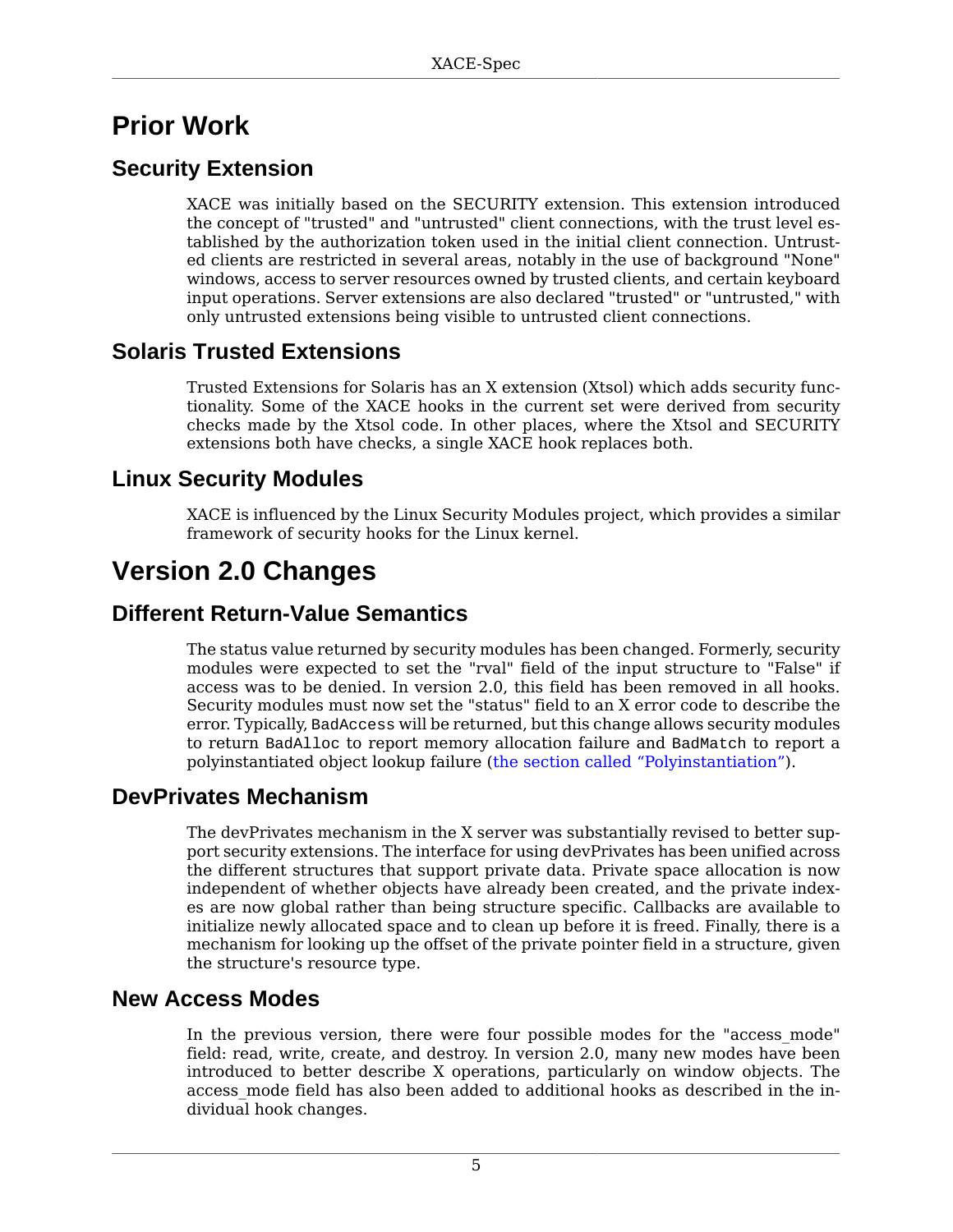# Prior Work

## Security Extension

XACE was initially based on the SECURITY extension. This extension introduced the concept of "trusted" and "untrusted" client connections, with the trust level established by the authorization token used in the initial client connection. Untrusted clients are restricted in several areas, notably in the use of background "None" windows, access to server resources owned by trusted clients, and certain keyboard input operations. Server extensions are also declared "trusted" or "untrusted," with only untrusted extensions being visible to untrusted client connections.

## Solaris Trusted Extensions

Trusted Extensions for Solaris has an X extension (Xtsol) which adds security functionality. Some of the XACE hooks in the current set were derived from security checks made by the Xtsol code. In other places, where the Xtsol and SECURITY extensions both have checks, a single XACE hook replaces both.

## Linux Security Modules

XACE is influenced by the Linux Security Modules project, which provides a similar framework of security hooks for the Linux kernel.

# Version 2.0 Changes

## Different Return-Value Semantics

The status value returned by security modules has been changed. Formerly, security modules were expected to set the "rval" field of the input structure to "False" if access was to be denied. In version 2.0, this field has been removed in all hooks. Security modules must now set the "status" field to an X error code to describe the error. Typically, `BadAccess` will be returned, but this change allows security modules to return `BadAlloc` to report memory allocation failure and `BadMatch` to report a polyinstantiated object lookup failure (the section called "Polyinstantiation").

## DevPrivates Mechanism

The devPrivates mechanism in the X server was substantially revised to better support security extensions. The interface for using devPrivates has been unified across the different structures that support private data. Private space allocation is now independent of whether objects have already been created, and the private indexes are now global rather than being structure specific. Callbacks are available to initialize newly allocated space and to clean up before it is freed. Finally, there is a mechanism for looking up the offset of the private pointer field in a structure, given the structure's resource type.

## New Access Modes

In the previous version, there were four possible modes for the "access_mode" field: read, write, create, and destroy. In version 2.0, many new modes have been introduced to better describe X operations, particularly on window objects. The access_mode field has also been added to additional hooks as described in the individual hook changes.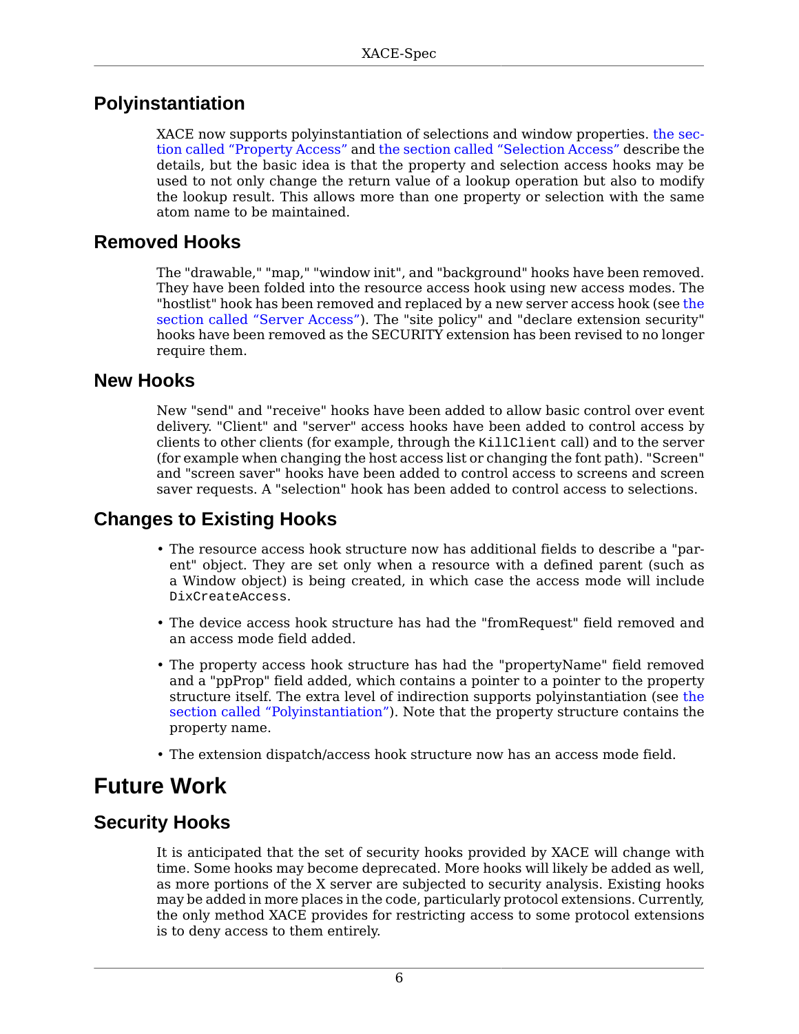## Polyinstantiation

XACE now supports polyinstantiation of selections and window properties. the section called “Property Access” and the section called “Selection Access” describe the details, but the basic idea is that the property and selection access hooks may be used to not only change the return value of a lookup operation but also to modify the lookup result. This allows more than one property or selection with the same atom name to be maintained.

## Removed Hooks

The "drawable," "map," "window init", and "background" hooks have been removed. They have been folded into the resource access hook using new access modes. The "hostlist" hook has been removed and replaced by a new server access hook (see the section called “Server Access”). The "site policy" and "declare extension security" hooks have been removed as the SECURITY extension has been revised to no longer require them.

## New Hooks

New "send" and "receive" hooks have been added to allow basic control over event delivery. "Client" and "server" access hooks have been added to control access by clients to other clients (for example, through the `KillClient` call) and to the server (for example when changing the host access list or changing the font path). "Screen" and "screen saver" hooks have been added to control access to screens and screen saver requests. A "selection" hook has been added to control access to selections.

## Changes to Existing Hooks

- The resource access hook structure now has additional fields to describe a "parent" object. They are set only when a resource with a defined parent (such as a Window object) is being created, in which case the access mode will include `DixCreateAccess`.
- The device access hook structure has had the "fromRequest" field removed and an access mode field added.
- The property access hook structure has had the "propertyName" field removed and a "ppProp" field added, which contains a pointer to a pointer to the property structure itself. The extra level of indirection supports polyinstantiation (see the section called “Polyinstantiation”). Note that the property structure contains the property name.
- The extension dispatch/access hook structure now has an access mode field.

# Future Work

## Security Hooks

It is anticipated that the set of security hooks provided by XACE will change with time. Some hooks may become deprecated. More hooks will likely be added as well, as more portions of the X server are subjected to security analysis. Existing hooks may be added in more places in the code, particularly protocol extensions. Currently, the only method XACE provides for restricting access to some protocol extensions is to deny access to them entirely.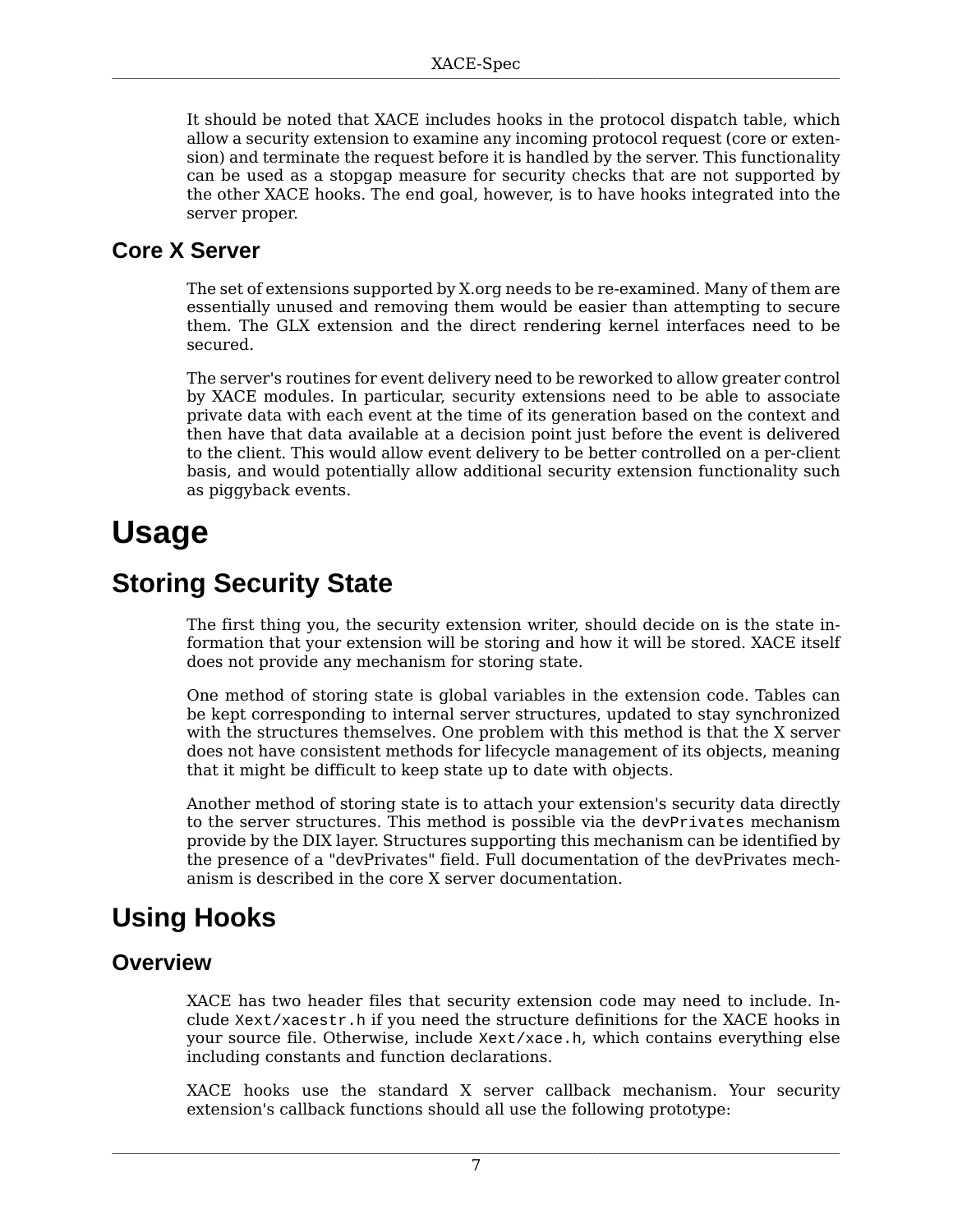It should be noted that XACE includes hooks in the protocol dispatch table, which allow a security extension to examine any incoming protocol request (core or extension) and terminate the request before it is handled by the server. This functionality can be used as a stopgap measure for security checks that are not supported by the other XACE hooks. The end goal, however, is to have hooks integrated into the server proper.

### Core X Server

The set of extensions supported by X.org needs to be re-examined. Many of them are essentially unused and removing them would be easier than attempting to secure them. The GLX extension and the direct rendering kernel interfaces need to be secured.

The server's routines for event delivery need to be reworked to allow greater control by XACE modules. In particular, security extensions need to be able to associate private data with each event at the time of its generation based on the context and then have that data available at a decision point just before the event is delivered to the client. This would allow event delivery to be better controlled on a per-client basis, and would potentially allow additional security extension functionality such as piggyback events.

# Usage

## Storing Security State

The first thing you, the security extension writer, should decide on is the state information that your extension will be storing and how it will be stored. XACE itself does not provide any mechanism for storing state.

One method of storing state is global variables in the extension code. Tables can be kept corresponding to internal server structures, updated to stay synchronized with the structures themselves. One problem with this method is that the X server does not have consistent methods for lifecycle management of its objects, meaning that it might be difficult to keep state up to date with objects.

Another method of storing state is to attach your extension's security data directly to the server structures. This method is possible via the `devPrivates` mechanism provide by the DIX layer. Structures supporting this mechanism can be identified by the presence of a "devPrivates" field. Full documentation of the devPrivates mechanism is described in the core X server documentation.

## Using Hooks

### Overview

XACE has two header files that security extension code may need to include. Include `Xext/xacestr.h` if you need the structure definitions for the XACE hooks in your source file. Otherwise, include `Xext/xace.h`, which contains everything else including constants and function declarations.

XACE hooks use the standard X server callback mechanism. Your security extension's callback functions should all use the following prototype: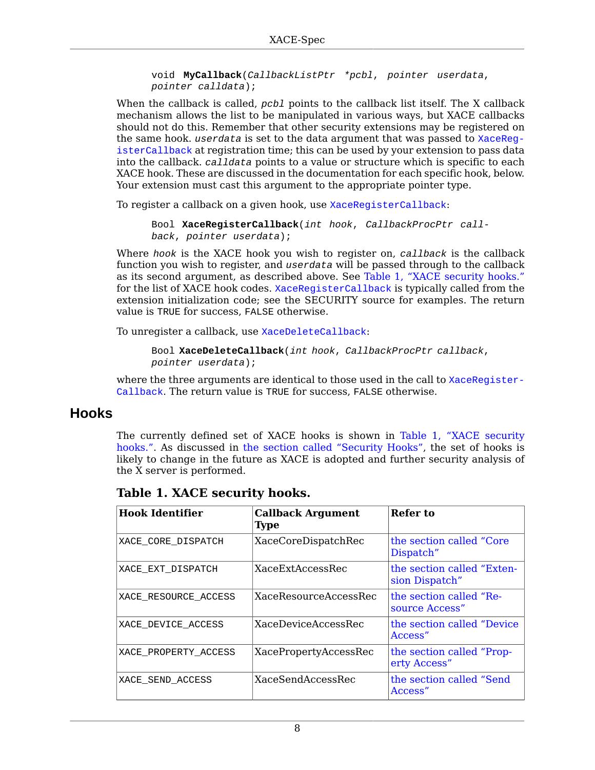```
void MyCallback(CallbackListPtr *pcbl, pointer userdata,
pointer calldata);
```

When the callback is called, *pcbl* points to the callback list itself. The X callback mechanism allows the list to be manipulated in various ways, but XACE callbacks should not do this. Remember that other security extensions may be registered on the same hook. *userdata* is set to the data argument that was passed to XaceRegisterCallback at registration time; this can be used by your extension to pass data into the callback. *calldata* points to a value or structure which is specific to each XACE hook. These are discussed in the documentation for each specific hook, below. Your extension must cast this argument to the appropriate pointer type.

To register a callback on a given hook, use XaceRegisterCallback:

```
Bool XaceRegisterCallback(int hook, CallbackProcPtr call-
back, pointer userdata);
```

Where *hook* is the XACE hook you wish to register on, *callback* is the callback function you wish to register, and *userdata* will be passed through to the callback as its second argument, as described above. See Table 1, "XACE security hooks." for the list of XACE hook codes. XaceRegisterCallback is typically called from the extension initialization code; see the SECURITY source for examples. The return value is TRUE for success, FALSE otherwise.

To unregister a callback, use XaceDeleteCallback:

```
Bool XaceDeleteCallback(int hook, CallbackProcPtr callback,
pointer userdata);
```

where the three arguments are identical to those used in the call to XaceRegisterCallback. The return value is TRUE for success, FALSE otherwise.

## Hooks

The currently defined set of XACE hooks is shown in Table 1, "XACE security hooks.". As discussed in the section called "Security Hooks", the set of hooks is likely to change in the future as XACE is adopted and further security analysis of the X server is performed.

**Table 1. XACE security hooks.**

| Hook Identifier | Callback Argument Type | Refer to |
|---|---|---|
| XACE_CORE_DISPATCH | XaceCoreDispatchRec | the section called "Core Dispatch" |
| XACE_EXT_DISPATCH | XaceExtAccessRec | the section called "Extension Dispatch" |
| XACE_RESOURCE_ACCESS | XaceResourceAccessRec | the section called "Resource Access" |
| XACE_DEVICE_ACCESS | XaceDeviceAccessRec | the section called "Device Access" |
| XACE_PROPERTY_ACCESS | XacePropertyAccessRec | the section called "Property Access" |
| XACE_SEND_ACCESS | XaceSendAccessRec | the section called "Send Access" |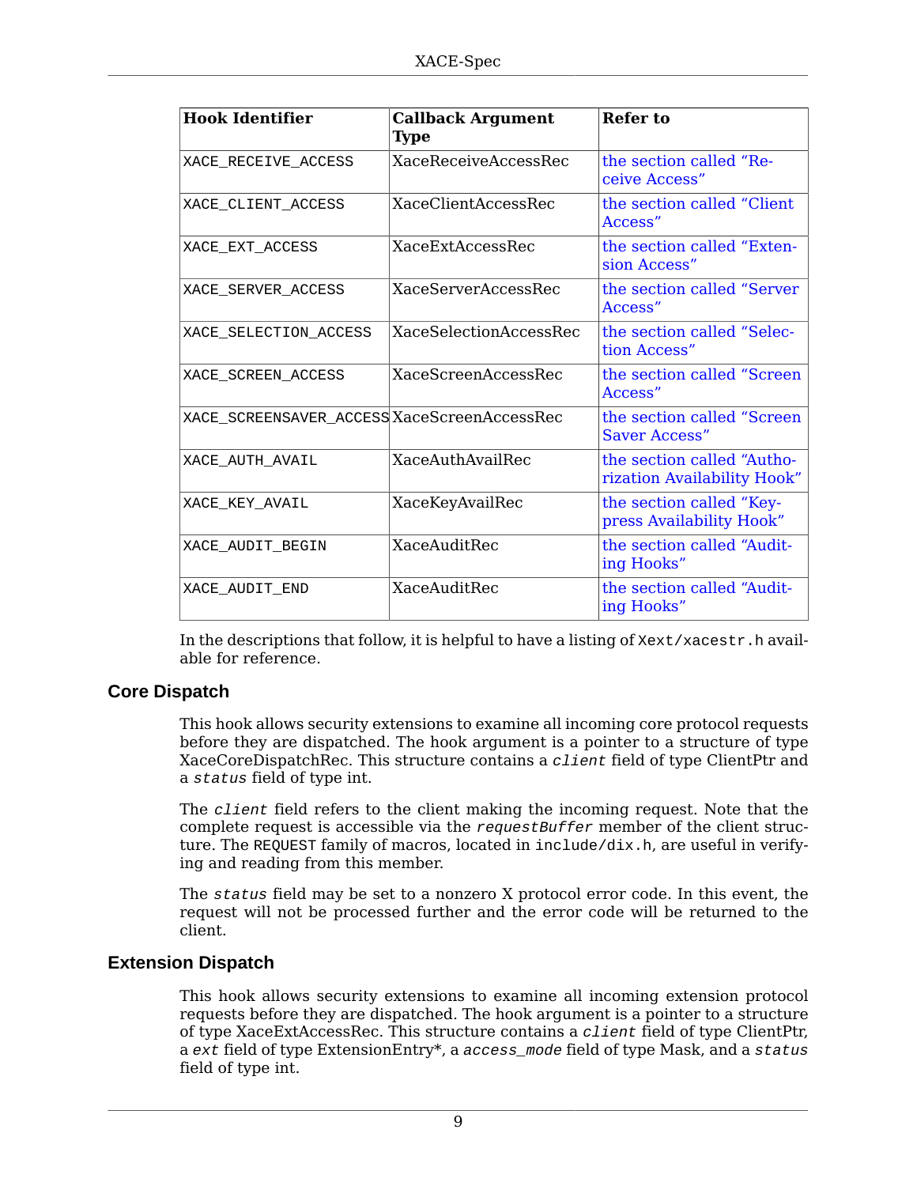| Hook Identifier | Callback Argument Type | Refer to |
|---|---|---|
| XACE_RECEIVE_ACCESS | XaceReceiveAccessRec | the section called “Receive Access” |
| XACE_CLIENT_ACCESS | XaceClientAccessRec | the section called “Client Access” |
| XACE_EXT_ACCESS | XaceExtAccessRec | the section called “Extension Access” |
| XACE_SERVER_ACCESS | XaceServerAccessRec | the section called “Server Access” |
| XACE_SELECTION_ACCESS | XaceSelectionAccessRec | the section called “Selection Access” |
| XACE_SCREEN_ACCESS | XaceScreenAccessRec | the section called “Screen Access” |
| XACE_SCREENSAVER_ACCESS | XaceScreenAccessRec | the section called “Screen Saver Access” |
| XACE_AUTH_AVAIL | XaceAuthAvailRec | the section called “Authorization Availability Hook” |
| XACE_KEY_AVAIL | XaceKeyAvailRec | the section called “Keypress Availability Hook” |
| XACE_AUDIT_BEGIN | XaceAuditRec | the section called “Auditing Hooks” |
| XACE_AUDIT_END | XaceAuditRec | the section called “Auditing Hooks” |

In the descriptions that follow, it is helpful to have a listing of `Xext/xacestr.h` available for reference.

## Core Dispatch

This hook allows security extensions to examine all incoming core protocol requests before they are dispatched. The hook argument is a pointer to a structure of type XaceCoreDispatchRec. This structure contains a *client* field of type ClientPtr and a *status* field of type int.

The *client* field refers to the client making the incoming request. Note that the complete request is accessible via the *requestBuffer* member of the client structure. The REQUEST family of macros, located in `include/dix.h`, are useful in verifying and reading from this member.

The *status* field may be set to a nonzero X protocol error code. In this event, the request will not be processed further and the error code will be returned to the client.

## Extension Dispatch

This hook allows security extensions to examine all incoming extension protocol requests before they are dispatched. The hook argument is a pointer to a structure of type XaceExtAccessRec. This structure contains a *client* field of type ClientPtr, a *ext* field of type ExtensionEntry*, a *access_mode* field of type Mask, and a *status* field of type int.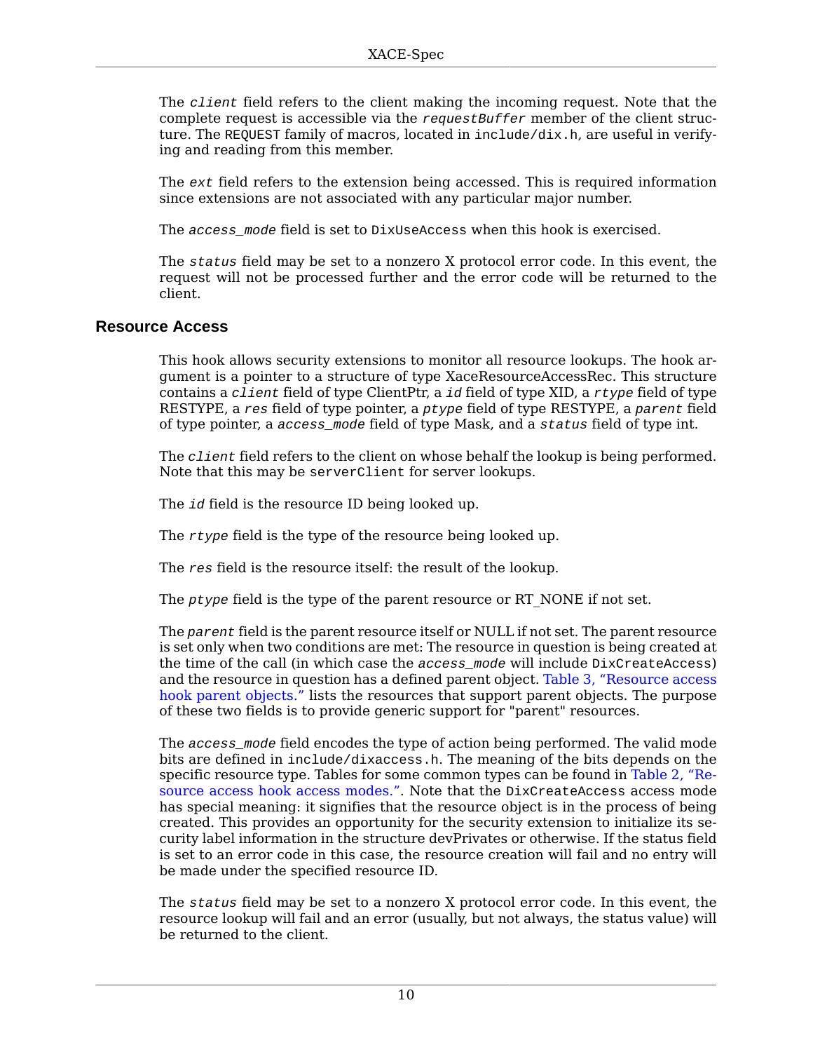The *client* field refers to the client making the incoming request. Note that the complete request is accessible via the *requestBuffer* member of the client structure. The REQUEST family of macros, located in include/dix.h, are useful in verifying and reading from this member.

The *ext* field refers to the extension being accessed. This is required information since extensions are not associated with any particular major number.

The *access_mode* field is set to DixUseAccess when this hook is exercised.

The *status* field may be set to a nonzero X protocol error code. In this event, the request will not be processed further and the error code will be returned to the client.

## Resource Access

This hook allows security extensions to monitor all resource lookups. The hook argument is a pointer to a structure of type XaceResourceAccessRec. This structure contains a *client* field of type ClientPtr, a *id* field of type XID, a *rtype* field of type RESTYPE, a *res* field of type pointer, a *ptype* field of type RESTYPE, a *parent* field of type pointer, a *access_mode* field of type Mask, and a *status* field of type int.

The *client* field refers to the client on whose behalf the lookup is being performed. Note that this may be serverClient for server lookups.

The *id* field is the resource ID being looked up.

The *rtype* field is the type of the resource being looked up.

The *res* field is the resource itself: the result of the lookup.

The *ptype* field is the type of the parent resource or RT_NONE if not set.

The *parent* field is the parent resource itself or NULL if not set. The parent resource is set only when two conditions are met: The resource in question is being created at the time of the call (in which case the *access_mode* will include DixCreateAccess) and the resource in question has a defined parent object. Table 3, "Resource access hook parent objects." lists the resources that support parent objects. The purpose of these two fields is to provide generic support for "parent" resources.

The *access_mode* field encodes the type of action being performed. The valid mode bits are defined in include/dixaccess.h. The meaning of the bits depends on the specific resource type. Tables for some common types can be found in Table 2, "Resource access hook access modes.". Note that the DixCreateAccess access mode has special meaning: it signifies that the resource object is in the process of being created. This provides an opportunity for the security extension to initialize its security label information in the structure devPrivates or otherwise. If the status field is set to an error code in this case, the resource creation will fail and no entry will be made under the specified resource ID.

The *status* field may be set to a nonzero X protocol error code. In this event, the resource lookup will fail and an error (usually, but not always, the status value) will be returned to the client.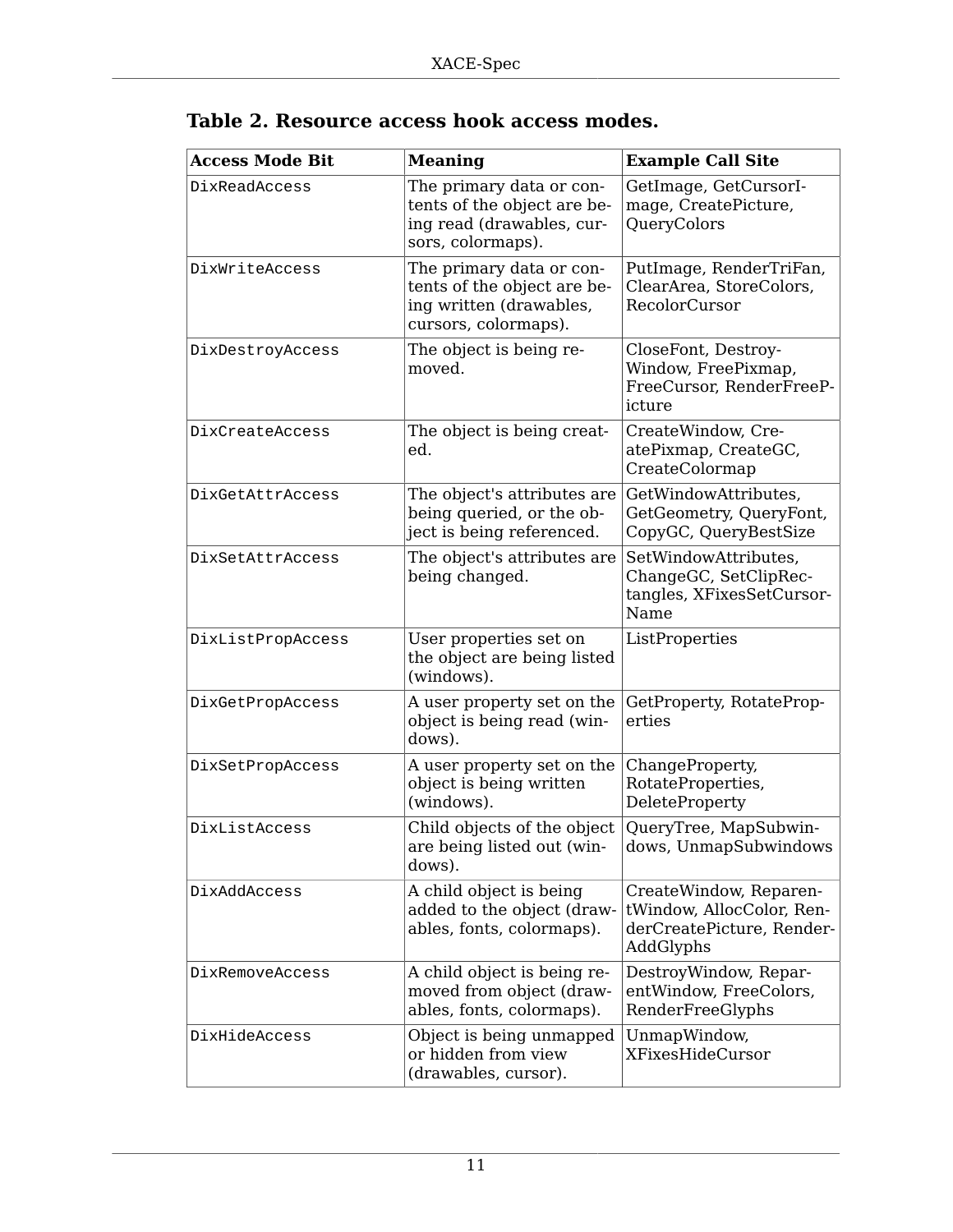**Table 2. Resource access hook access modes.**

| Access Mode Bit | Meaning | Example Call Site |
| --- | --- | --- |
| `DixReadAccess` | The primary data or contents of the object are being read (drawables, cursors, colormaps). | GetImage, GetCursorImage, CreatePicture, QueryColors |
| `DixWriteAccess` | The primary data or contents of the object are being written (drawables, cursors, colormaps). | PutImage, RenderTriFan, ClearArea, StoreColors, RecolorCursor |
| `DixDestroyAccess` | The object is being removed. | CloseFont, DestroyWindow, FreePixmap, FreeCursor, RenderFreePicture |
| `DixCreateAccess` | The object is being created. | CreateWindow, CreatePixmap, CreateGC, CreateColormap |
| `DixGetAttrAccess` | The object's attributes are being queried, or the object is being referenced. | GetWindowAttributes, GetGeometry, QueryFont, CopyGC, QueryBestSize |
| `DixSetAttrAccess` | The object's attributes are being changed. | SetWindowAttributes, ChangeGC, SetClipRectangles, XFixesSetCursorName |
| `DixListPropAccess` | User properties set on the object are being listed (windows). | ListProperties |
| `DixGetPropAccess` | A user property set on the object is being read (windows). | GetProperty, RotateProperties |
| `DixSetPropAccess` | A user property set on the object is being written (windows). | ChangeProperty, RotateProperties, DeleteProperty |
| `DixListAccess` | Child objects of the object are being listed out (windows). | QueryTree, MapSubwindows, UnmapSubwindows |
| `DixAddAccess` | A child object is being added to the object (drawables, fonts, colormaps). | CreateWindow, ReparentWindow, AllocColor, RenderCreatePicture, RenderAddGlyphs |
| `DixRemoveAccess` | A child object is being removed from object (drawables, fonts, colormaps). | DestroyWindow, ReparentWindow, FreeColors, RenderFreeGlyphs |
| `DixHideAccess` | Object is being unmapped or hidden from view (drawables, cursor). | UnmapWindow, XFixesHideCursor |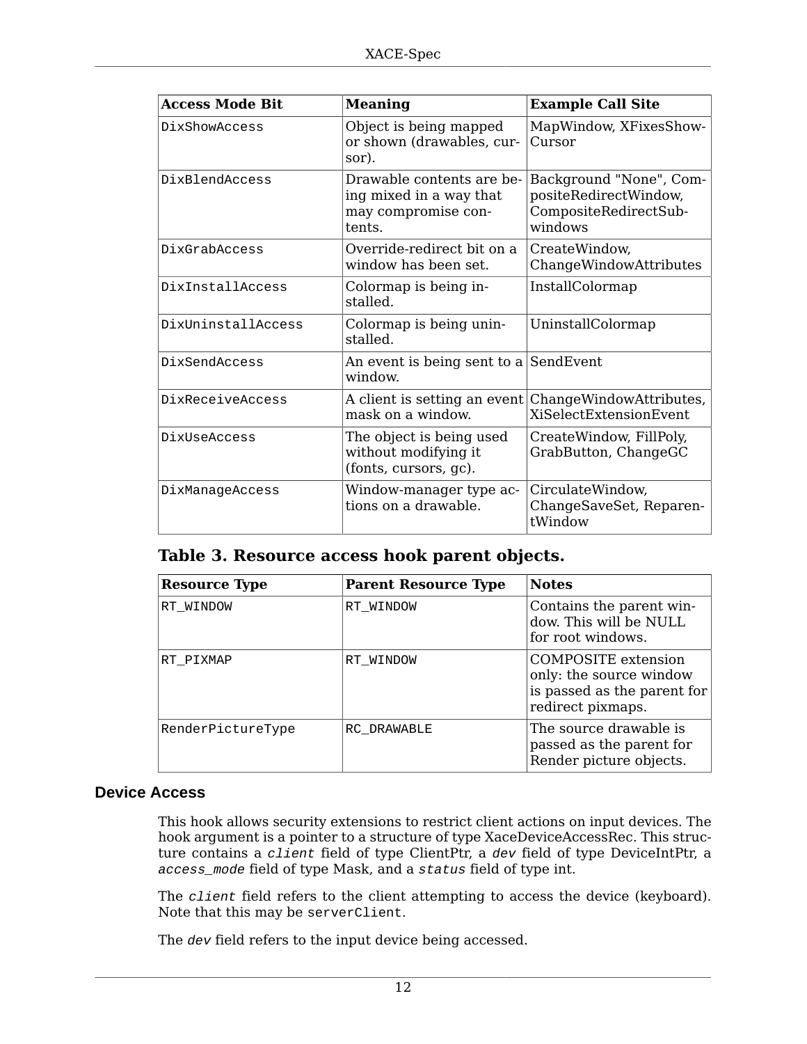| Access Mode Bit | Meaning | Example Call Site |
| --- | --- | --- |
| `DixShowAccess` | Object is being mapped or shown (drawables, cursor). | MapWindow, XFixesShowCursor |
| `DixBlendAccess` | Drawable contents are being mixed in a way that may compromise contents. | Background "None", CompositeRedirectWindow, CompositeRedirectSubwindows |
| `DixGrabAccess` | Override-redirect bit on a window has been set. | CreateWindow, ChangeWindowAttributes |
| `DixInstallAccess` | Colormap is being installed. | InstallColormap |
| `DixUninstallAccess` | Colormap is being uninstalled. | UninstallColormap |
| `DixSendAccess` | An event is being sent to a window. | SendEvent |
| `DixReceiveAccess` | A client is setting an event mask on a window. | ChangeWindowAttributes, XiSelectExtensionEvent |
| `DixUseAccess` | The object is being used without modifying it (fonts, cursors, gc). | CreateWindow, FillPoly, GrabButton, ChangeGC |
| `DixManageAccess` | Window-manager type actions on a drawable. | CirculateWindow, ChangeSaveSet, ReparentWindow |

### Table 3. Resource access hook parent objects.

| Resource Type | Parent Resource Type | Notes |
| --- | --- | --- |
| `RT_WINDOW` | `RT_WINDOW` | Contains the parent window. This will be NULL for root windows. |
| `RT_PIXMAP` | `RT_WINDOW` | COMPOSITE extension only: the source window is passed as the parent for redirect pixmaps. |
| `RenderPictureType` | `RC_DRAWABLE` | The source drawable is passed as the parent for Render picture objects. |

## Device Access

This hook allows security extensions to restrict client actions on input devices. The hook argument is a pointer to a structure of type XaceDeviceAccessRec. This structure contains a *`client`* field of type ClientPtr, a *`dev`* field of type DeviceIntPtr, a *`access_mode`* field of type Mask, and a *`status`* field of type int.

The *`client`* field refers to the client attempting to access the device (keyboard). Note that this may be `serverClient`.

The *`dev`* field refers to the input device being accessed.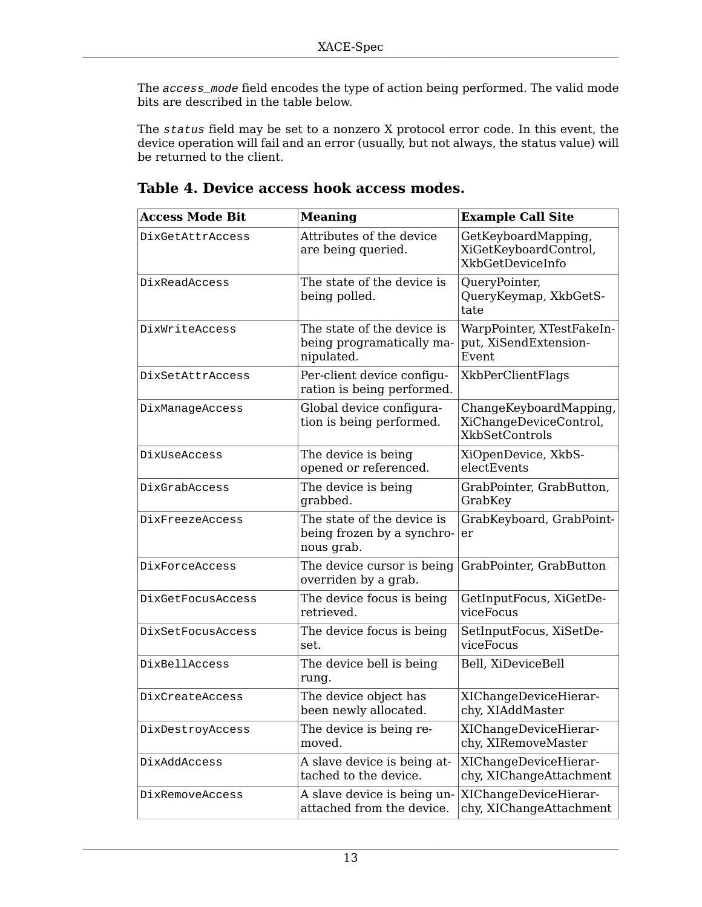The `access_mode` field encodes the type of action being performed. The valid mode bits are described in the table below.

The `status` field may be set to a nonzero X protocol error code. In this event, the device operation will fail and an error (usually, but not always, the status value) will be returned to the client.

### Table 4. Device access hook access modes.

| Access Mode Bit | Meaning | Example Call Site |
|---|---|---|
| `DixGetAttrAccess` | Attributes of the device are being queried. | GetKeyboardMapping, XiGetKeyboardControl, XkbGetDeviceInfo |
| `DixReadAccess` | The state of the device is being polled. | QueryPointer, QueryKeymap, XkbGetState |
| `DixWriteAccess` | The state of the device is being programatically manipulated. | WarpPointer, XTestFakeInput, XiSendExtensionEvent |
| `DixSetAttrAccess` | Per-client device configuration is being performed. | XkbPerClientFlags |
| `DixManageAccess` | Global device configuration is being performed. | ChangeKeyboardMapping, XiChangeDeviceControl, XkbSetControls |
| `DixUseAccess` | The device is being opened or referenced. | XiOpenDevice, XkbSelectEvents |
| `DixGrabAccess` | The device is being grabbed. | GrabPointer, GrabButton, GrabKey |
| `DixFreezeAccess` | The state of the device is being frozen by a synchronous grab. | GrabKeyboard, GrabPointer |
| `DixForceAccess` | The device cursor is being overriden by a grab. | GrabPointer, GrabButton |
| `DixGetFocusAccess` | The device focus is being retrieved. | GetInputFocus, XiGetDeviceFocus |
| `DixSetFocusAccess` | The device focus is being set. | SetInputFocus, XiSetDeviceFocus |
| `DixBellAccess` | The device bell is being rung. | Bell, XiDeviceBell |
| `DixCreateAccess` | The device object has been newly allocated. | XIChangeDeviceHierarchy, XIAddMaster |
| `DixDestroyAccess` | The device is being removed. | XIChangeDeviceHierarchy, XIRemoveMaster |
| `DixAddAccess` | A slave device is being attached to the device. | XIChangeDeviceHierarchy, XIChangeAttachment |
| `DixRemoveAccess` | A slave device is being unattached from the device. | XIChangeDeviceHierarchy, XIChangeAttachment |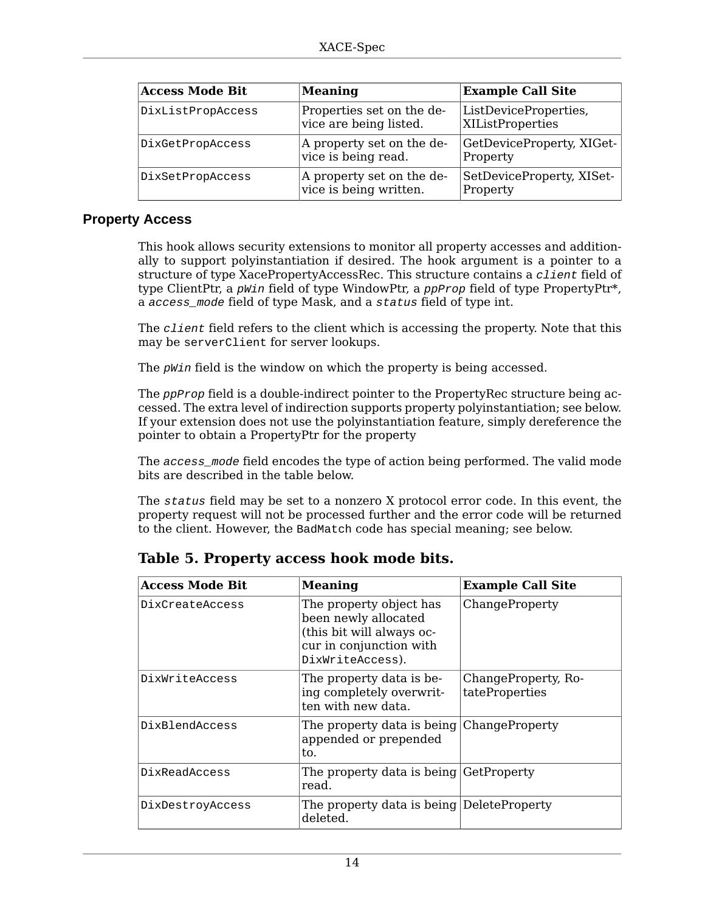| Access Mode Bit | Meaning | Example Call Site |
|---|---|---|
| `DixListPropAccess` | Properties set on the device are being listed. | ListDeviceProperties, XIListProperties |
| `DixGetPropAccess` | A property set on the device is being read. | GetDeviceProperty, XIGetProperty |
| `DixSetPropAccess` | A property set on the device is being written. | SetDeviceProperty, XISetProperty |

### Property Access

This hook allows security extensions to monitor all property accesses and additionally to support polyinstantiation if desired. The hook argument is a pointer to a structure of type XacePropertyAccessRec. This structure contains a *`client`* field of type ClientPtr, a *`pWin`* field of type WindowPtr, a *`ppProp`* field of type PropertyPtr*, a *`access_mode`* field of type Mask, and a *`status`* field of type int.

The *`client`* field refers to the client which is accessing the property. Note that this may be `serverClient` for server lookups.

The *`pWin`* field is the window on which the property is being accessed.

The *`ppProp`* field is a double-indirect pointer to the PropertyRec structure being accessed. The extra level of indirection supports property polyinstantiation; see below. If your extension does not use the polyinstantiation feature, simply dereference the pointer to obtain a PropertyPtr for the property

The *`access_mode`* field encodes the type of action being performed. The valid mode bits are described in the table below.

The *`status`* field may be set to a nonzero X protocol error code. In this event, the property request will not be processed further and the error code will be returned to the client. However, the `BadMatch` code has special meaning; see below.

**Table 5. Property access hook mode bits.**

| Access Mode Bit | Meaning | Example Call Site |
|---|---|---|
| `DixCreateAccess` | The property object has been newly allocated (this bit will always occur in conjunction with `DixWriteAccess`). | ChangeProperty |
| `DixWriteAccess` | The property data is being completely overwritten with new data. | ChangeProperty, RotateProperties |
| `DixBlendAccess` | The property data is being appended or prepended to. | ChangeProperty |
| `DixReadAccess` | The property data is being read. | GetProperty |
| `DixDestroyAccess` | The property data is being deleted. | DeleteProperty |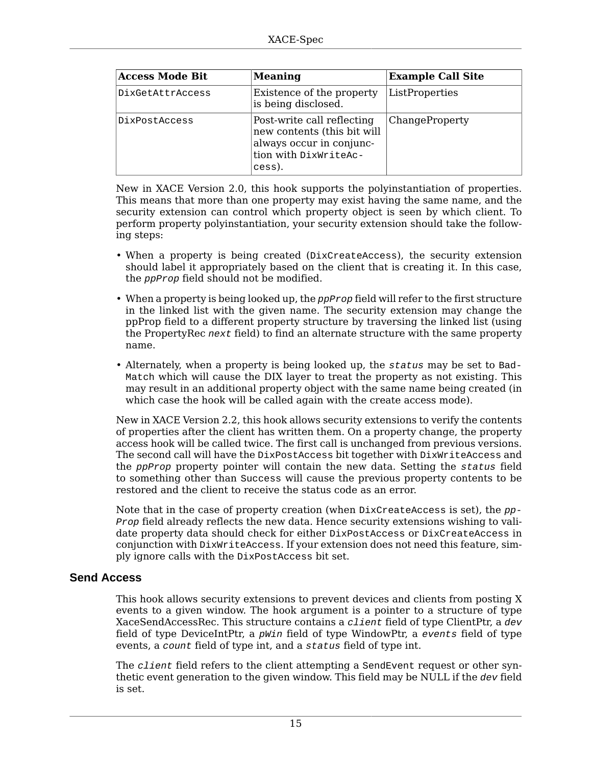| Access Mode Bit | Meaning | Example Call Site |
| --- | --- | --- |
| `DixGetAttrAccess` | Existence of the property is being disclosed. | ListProperties |
| `DixPostAccess` | Post-write call reflecting new contents (this bit will always occur in conjunction with `DixWriteAccess`). | ChangeProperty |

New in XACE Version 2.0, this hook supports the polyinstantiation of properties. This means that more than one property may exist having the same name, and the security extension can control which property object is seen by which client. To perform property polyinstantiation, your security extension should take the following steps:

- When a property is being created (`DixCreateAccess`), the security extension should label it appropriately based on the client that is creating it. In this case, the *ppProp* field should not be modified.
- When a property is being looked up, the *ppProp* field will refer to the first structure in the linked list with the given name. The security extension may change the ppProp field to a different property structure by traversing the linked list (using the PropertyRec *next* field) to find an alternate structure with the same property name.
- Alternately, when a property is being looked up, the *status* may be set to `BadMatch` which will cause the DIX layer to treat the property as not existing. This may result in an additional property object with the same name being created (in which case the hook will be called again with the create access mode).

New in XACE Version 2.2, this hook allows security extensions to verify the contents of properties after the client has written them. On a property change, the property access hook will be called twice. The first call is unchanged from previous versions. The second call will have the `DixPostAccess` bit together with `DixWriteAccess` and the *ppProp* property pointer will contain the new data. Setting the *status* field to something other than `Success` will cause the previous property contents to be restored and the client to receive the status code as an error.

Note that in the case of property creation (when `DixCreateAccess` is set), the *ppProp* field already reflects the new data. Hence security extensions wishing to validate property data should check for either `DixPostAccess` or `DixCreateAccess` in conjunction with `DixWriteAccess`. If your extension does not need this feature, simply ignore calls with the `DixPostAccess` bit set.

## Send Access

This hook allows security extensions to prevent devices and clients from posting X events to a given window. The hook argument is a pointer to a structure of type XaceSendAccessRec. This structure contains a *client* field of type ClientPtr, a *dev* field of type DeviceIntPtr, a *pWin* field of type WindowPtr, a *events* field of type events, a *count* field of type int, and a *status* field of type int.

The *client* field refers to the client attempting a `SendEvent` request or other synthetic event generation to the given window. This field may be NULL if the *dev* field is set.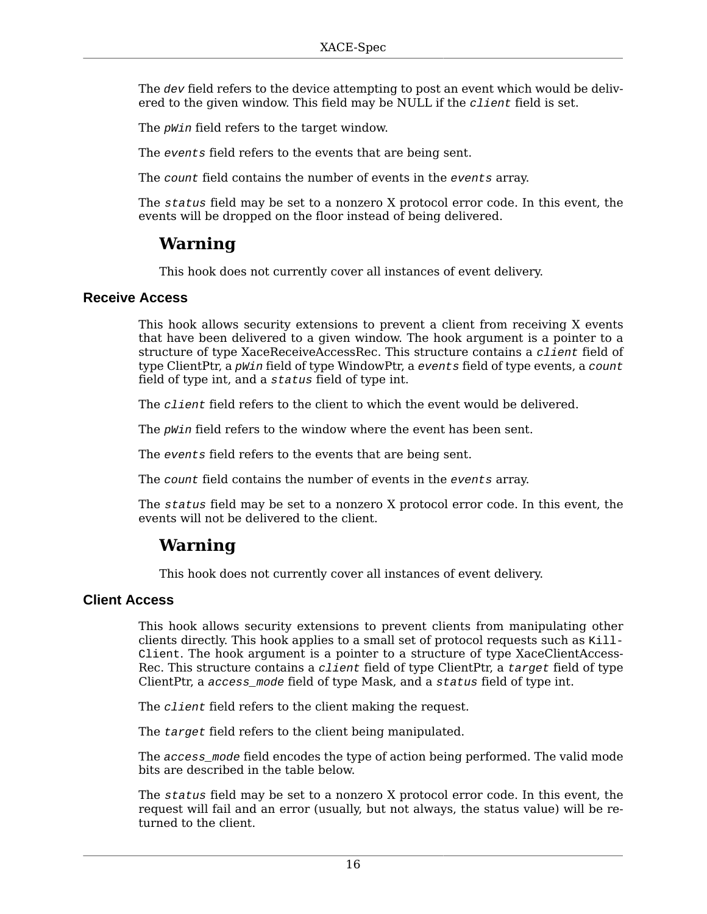The *dev* field refers to the device attempting to post an event which would be delivered to the given window. This field may be NULL if the `client` field is set.

The *pWin* field refers to the target window.

The *events* field refers to the events that are being sent.

The *count* field contains the number of events in the *events* array.

The *status* field may be set to a nonzero X protocol error code. In this event, the events will be dropped on the floor instead of being delivered.

> **Warning**
>
> This hook does not currently cover all instances of event delivery.

### Receive Access

This hook allows security extensions to prevent a client from receiving X events that have been delivered to a given window. The hook argument is a pointer to a structure of type XaceReceiveAccessRec. This structure contains a *client* field of type ClientPtr, a *pWin* field of type WindowPtr, a *events* field of type events, a *count* field of type int, and a *status* field of type int.

The *client* field refers to the client to which the event would be delivered.

The *pWin* field refers to the window where the event has been sent.

The *events* field refers to the events that are being sent.

The *count* field contains the number of events in the *events* array.

The *status* field may be set to a nonzero X protocol error code. In this event, the events will not be delivered to the client.

> **Warning**
>
> This hook does not currently cover all instances of event delivery.

### Client Access

This hook allows security extensions to prevent clients from manipulating other clients directly. This hook applies to a small set of protocol requests such as `KillClient`. The hook argument is a pointer to a structure of type XaceClientAccessRec. This structure contains a *client* field of type ClientPtr, a *target* field of type ClientPtr, a *access_mode* field of type Mask, and a *status* field of type int.

The *client* field refers to the client making the request.

The *target* field refers to the client being manipulated.

The *access_mode* field encodes the type of action being performed. The valid mode bits are described in the table below.

The *status* field may be set to a nonzero X protocol error code. In this event, the request will fail and an error (usually, but not always, the status value) will be returned to the client.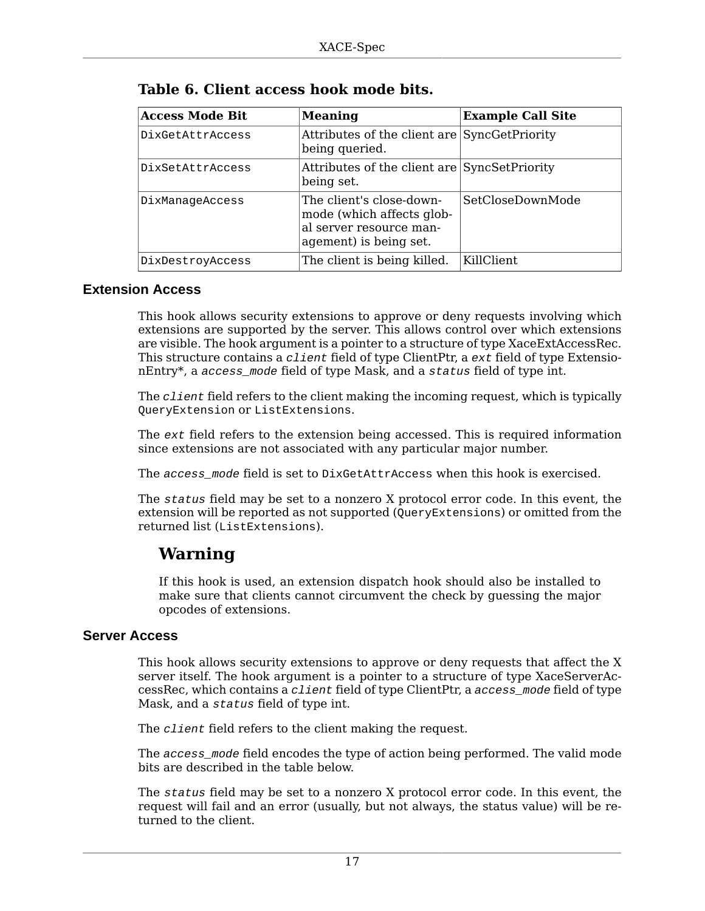**Table 6. Client access hook mode bits.**

| Access Mode Bit | Meaning | Example Call Site |
| --- | --- | --- |
| `DixGetAttrAccess` | Attributes of the client are being queried. | SyncGetPriority |
| `DixSetAttrAccess` | Attributes of the client are being set. | SyncSetPriority |
| `DixManageAccess` | The client's close-down-mode (which affects global server resource management) is being set. | SetCloseDownMode |
| `DixDestroyAccess` | The client is being killed. | KillClient |

### Extension Access

This hook allows security extensions to approve or deny requests involving which extensions are supported by the server. This allows control over which extensions are visible. The hook argument is a pointer to a structure of type XaceExtAccessRec. This structure contains a *`client`* field of type ClientPtr, a *`ext`* field of type ExtensionEntry*, a *`access_mode`* field of type Mask, and a *`status`* field of type int.

The *`client`* field refers to the client making the incoming request, which is typically `QueryExtension` or `ListExtensions`.

The *`ext`* field refers to the extension being accessed. This is required information since extensions are not associated with any particular major number.

The *`access_mode`* field is set to `DixGetAttrAccess` when this hook is exercised.

The *`status`* field may be set to a nonzero X protocol error code. In this event, the extension will be reported as not supported (`QueryExtensions`) or omitted from the returned list (`ListExtensions`).

## Warning

If this hook is used, an extension dispatch hook should also be installed to make sure that clients cannot circumvent the check by guessing the major opcodes of extensions.

### Server Access

This hook allows security extensions to approve or deny requests that affect the X server itself. The hook argument is a pointer to a structure of type XaceServerAccessRec, which contains a *`client`* field of type ClientPtr, a *`access_mode`* field of type Mask, and a *`status`* field of type int.

The *`client`* field refers to the client making the request.

The *`access_mode`* field encodes the type of action being performed. The valid mode bits are described in the table below.

The *`status`* field may be set to a nonzero X protocol error code. In this event, the request will fail and an error (usually, but not always, the status value) will be returned to the client.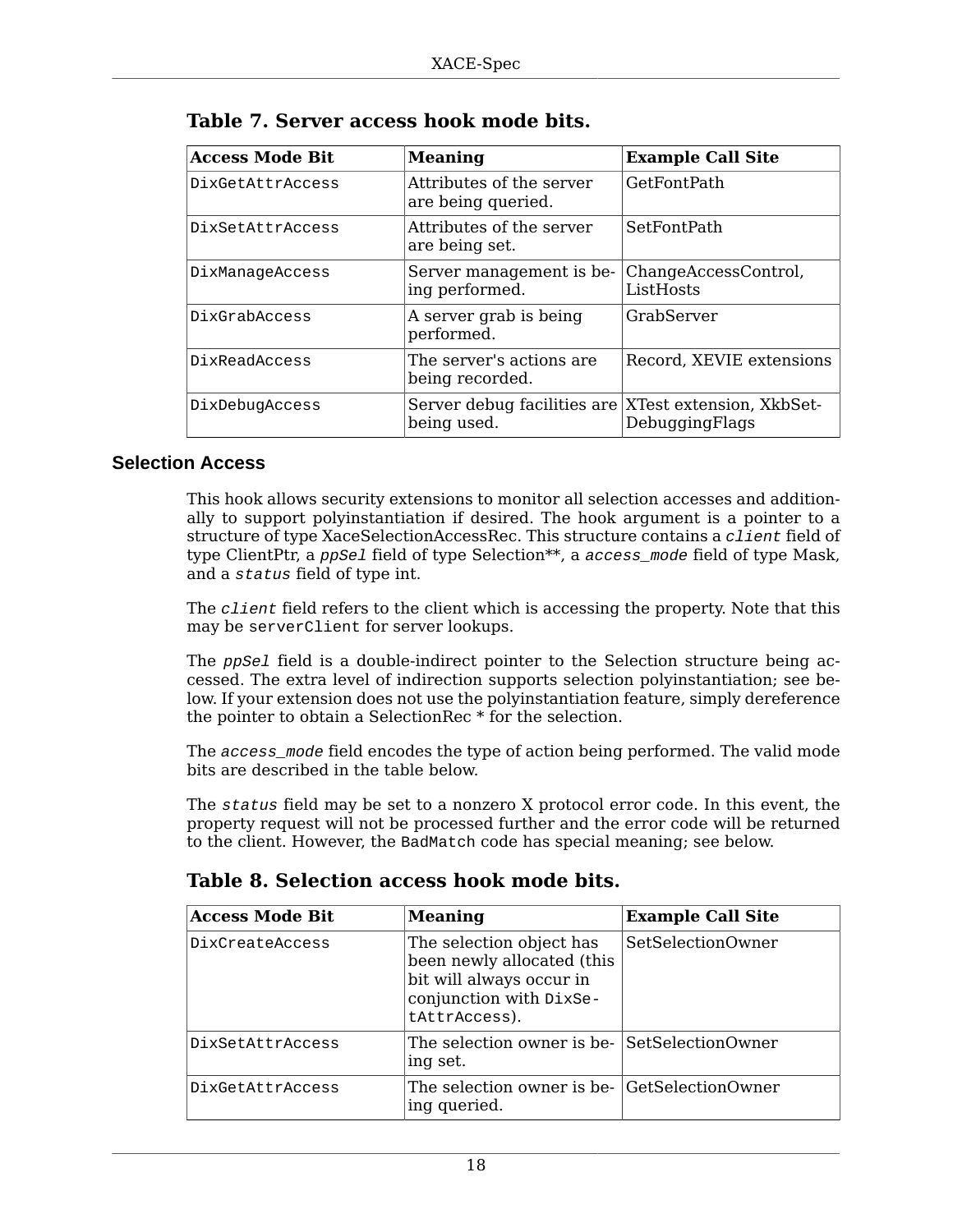**Table 7. Server access hook mode bits.**

| Access Mode Bit | Meaning | Example Call Site |
| --- | --- | --- |
| `DixGetAttrAccess` | Attributes of the server are being queried. | GetFontPath |
| `DixSetAttrAccess` | Attributes of the server are being set. | SetFontPath |
| `DixManageAccess` | Server management is being performed. | ChangeAccessControl, ListHosts |
| `DixGrabAccess` | A server grab is being performed. | GrabServer |
| `DixReadAccess` | The server's actions are being recorded. | Record, XEVIE extensions |
| `DixDebugAccess` | Server debug facilities are being used. | XTest extension, XkbSetDebuggingFlags |

### Selection Access

This hook allows security extensions to monitor all selection accesses and additionally to support polyinstantiation if desired. The hook argument is a pointer to a structure of type XaceSelectionAccessRec. This structure contains a *`client`* field of type ClientPtr, a *`ppSel`* field of type Selection**, a *`access_mode`* field of type Mask, and a *`status`* field of type int.

The *`client`* field refers to the client which is accessing the property. Note that this may be `serverClient` for server lookups.

The *`ppSel`* field is a double-indirect pointer to the Selection structure being accessed. The extra level of indirection supports selection polyinstantiation; see below. If your extension does not use the polyinstantiation feature, simply dereference the pointer to obtain a SelectionRec * for the selection.

The *`access_mode`* field encodes the type of action being performed. The valid mode bits are described in the table below.

The *`status`* field may be set to a nonzero X protocol error code. In this event, the property request will not be processed further and the error code will be returned to the client. However, the `BadMatch` code has special meaning; see below.

**Table 8. Selection access hook mode bits.**

| Access Mode Bit | Meaning | Example Call Site |
| --- | --- | --- |
| `DixCreateAccess` | The selection object has been newly allocated (this bit will always occur in conjunction with `DixSetAttrAccess`). | SetSelectionOwner |
| `DixSetAttrAccess` | The selection owner is being set. | SetSelectionOwner |
| `DixGetAttrAccess` | The selection owner is being queried. | GetSelectionOwner |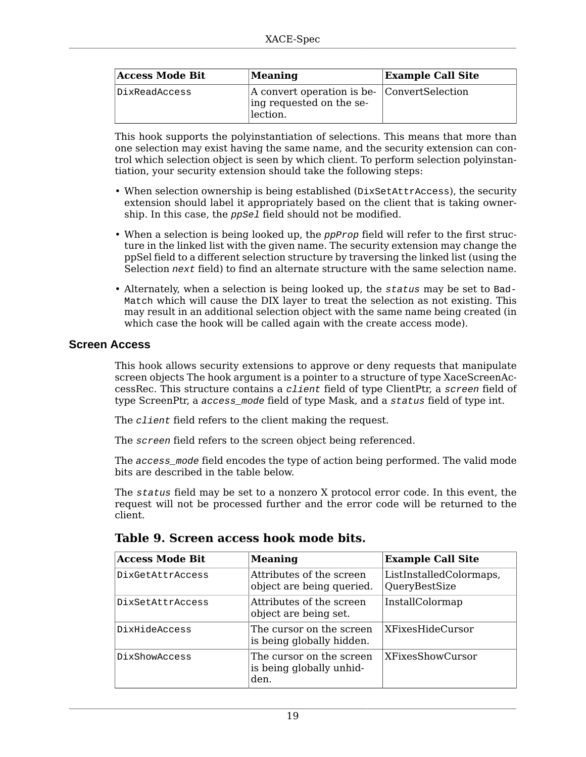| Access Mode Bit | Meaning | Example Call Site |
| --- | --- | --- |
| DixReadAccess | A convert operation is being requested on the selection. | ConvertSelection |

This hook supports the polyinstantiation of selections. This means that more than one selection may exist having the same name, and the security extension can control which selection object is seen by which client. To perform selection polyinstantiation, your security extension should take the following steps:

- When selection ownership is being established (`DixSetAttrAccess`), the security extension should label it appropriately based on the client that is taking ownership. In this case, the *ppSel* field should not be modified.
- When a selection is being looked up, the *ppProp* field will refer to the first structure in the linked list with the given name. The security extension may change the ppSel field to a different selection structure by traversing the linked list (using the Selection *next* field) to find an alternate structure with the same selection name.
- Alternately, when a selection is being looked up, the *status* may be set to `BadMatch` which will cause the DIX layer to treat the selection as not existing. This may result in an additional selection object with the same name being created (in which case the hook will be called again with the create access mode).

## Screen Access

This hook allows security extensions to approve or deny requests that manipulate screen objects The hook argument is a pointer to a structure of type XaceScreenAccessRec. This structure contains a *client* field of type ClientPtr, a *screen* field of type ScreenPtr, a *access_mode* field of type Mask, and a *status* field of type int.

The *client* field refers to the client making the request.

The *screen* field refers to the screen object being referenced.

The *access_mode* field encodes the type of action being performed. The valid mode bits are described in the table below.

The *status* field may be set to a nonzero X protocol error code. In this event, the request will not be processed further and the error code will be returned to the client.

### Table 9. Screen access hook mode bits.

| Access Mode Bit | Meaning | Example Call Site |
| --- | --- | --- |
| DixGetAttrAccess | Attributes of the screen object are being queried. | ListInstalledColormaps, QueryBestSize |
| DixSetAttrAccess | Attributes of the screen object are being set. | InstallColormap |
| DixHideAccess | The cursor on the screen is being globally hidden. | XFixesHideCursor |
| DixShowAccess | The cursor on the screen is being globally unhidden. | XFixesShowCursor |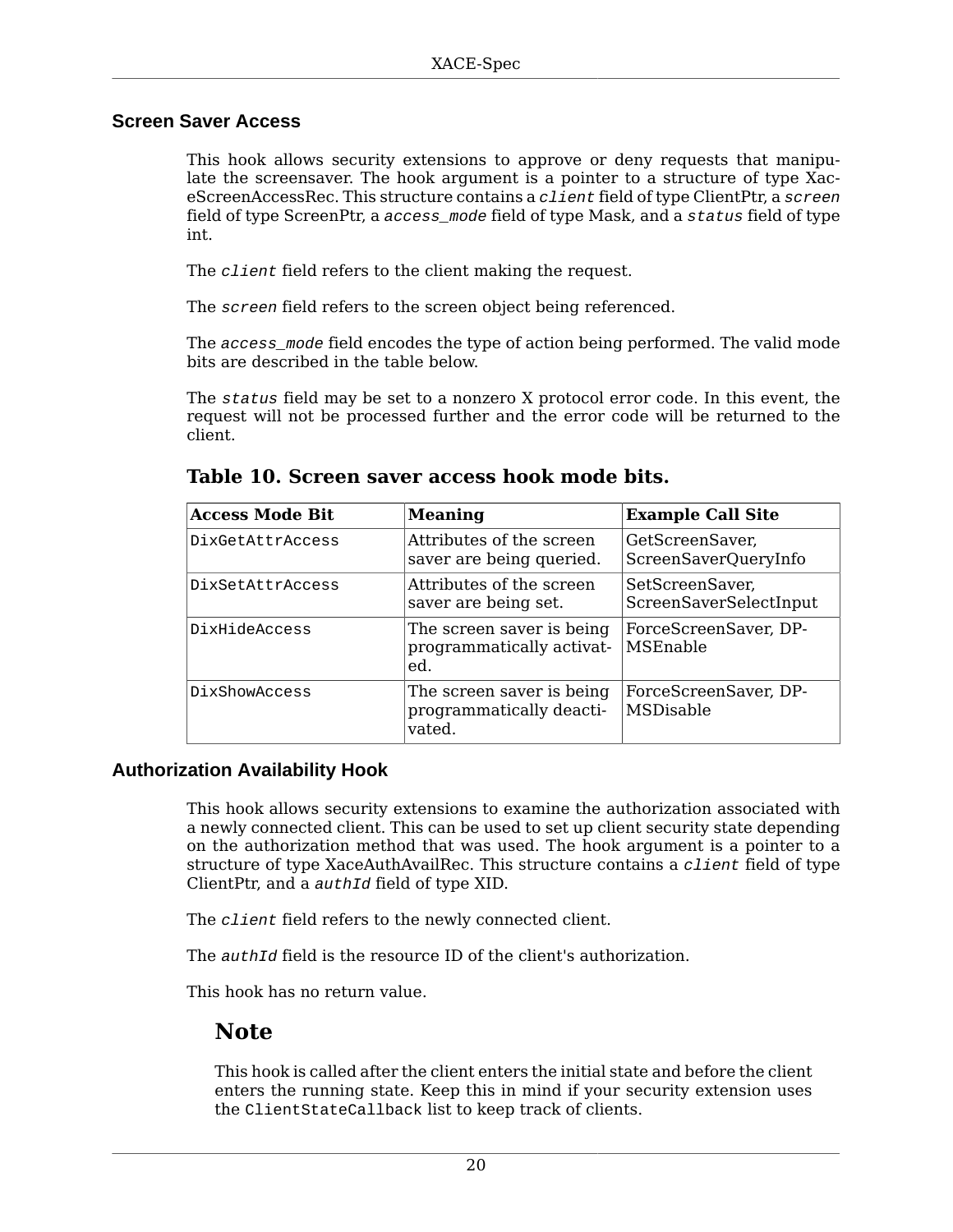## Screen Saver Access

This hook allows security extensions to approve or deny requests that manipulate the screensaver. The hook argument is a pointer to a structure of type XaceScreenAccessRec. This structure contains a `client` field of type ClientPtr, a `screen` field of type ScreenPtr, a `access_mode` field of type Mask, and a `status` field of type int.

The `client` field refers to the client making the request.

The `screen` field refers to the screen object being referenced.

The `access_mode` field encodes the type of action being performed. The valid mode bits are described in the table below.

The `status` field may be set to a nonzero X protocol error code. In this event, the request will not be processed further and the error code will be returned to the client.

**Table 10. Screen saver access hook mode bits.**

| Access Mode Bit | Meaning | Example Call Site |
|---|---|---|
| `DixGetAttrAccess` | Attributes of the screen saver are being queried. | GetScreenSaver, ScreenSaverQueryInfo |
| `DixSetAttrAccess` | Attributes of the screen saver are being set. | SetScreenSaver, ScreenSaverSelectInput |
| `DixHideAccess` | The screen saver is being programmatically activated. | ForceScreenSaver, DPMSEnable |
| `DixShowAccess` | The screen saver is being programmatically deactivated. | ForceScreenSaver, DPMSDisable |

## Authorization Availability Hook

This hook allows security extensions to examine the authorization associated with a newly connected client. This can be used to set up client security state depending on the authorization method that was used. The hook argument is a pointer to a structure of type XaceAuthAvailRec. This structure contains a `client` field of type ClientPtr, and a `authId` field of type XID.

The `client` field refers to the newly connected client.

The `authId` field is the resource ID of the client's authorization.

This hook has no return value.

### Note

This hook is called after the client enters the initial state and before the client enters the running state. Keep this in mind if your security extension uses the `ClientStateCallback` list to keep track of clients.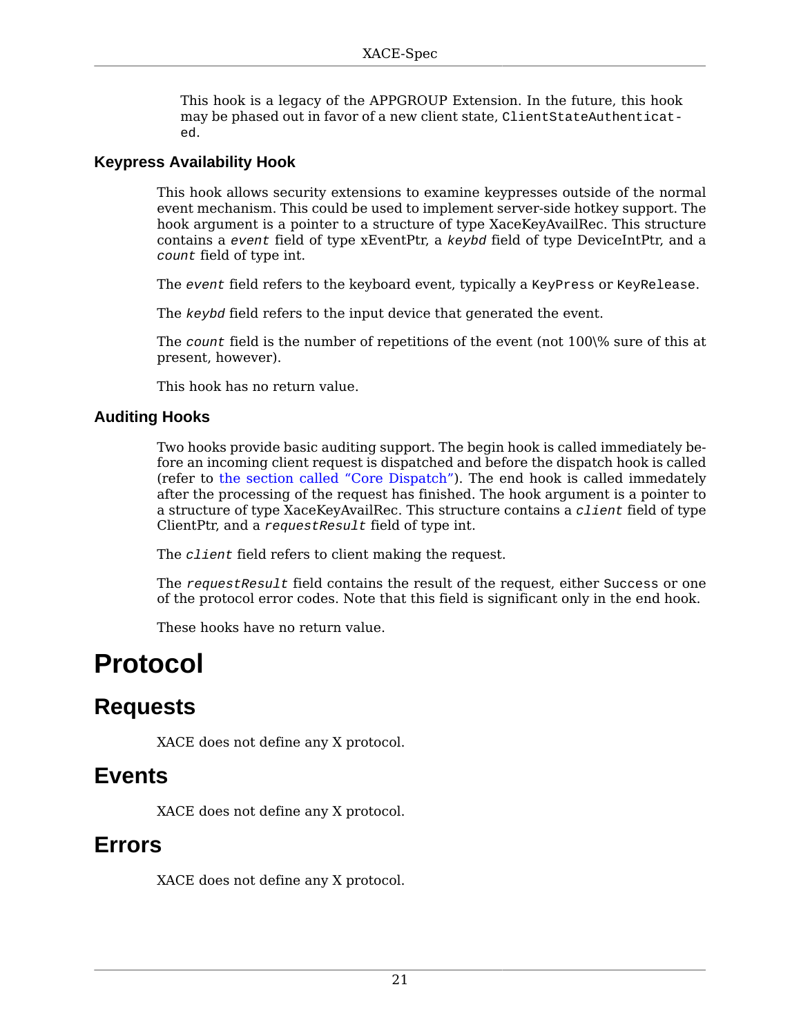This hook is a legacy of the APPGROUP Extension. In the future, this hook may be phased out in favor of a new client state, `ClientStateAuthenticated`.

### Keypress Availability Hook

This hook allows security extensions to examine keypresses outside of the normal event mechanism. This could be used to implement server-side hotkey support. The hook argument is a pointer to a structure of type XaceKeyAvailRec. This structure contains a *`event`* field of type xEventPtr, a *`keybd`* field of type DeviceIntPtr, and a *`count`* field of type int.

The *`event`* field refers to the keyboard event, typically a `KeyPress` or `KeyRelease`.

The *`keybd`* field refers to the input device that generated the event.

The *`count`* field is the number of repetitions of the event (not 100\% sure of this at present, however).

This hook has no return value.

### Auditing Hooks

Two hooks provide basic auditing support. The begin hook is called immediately before an incoming client request is dispatched and before the dispatch hook is called (refer to the section called "Core Dispatch"). The end hook is called immedately after the processing of the request has finished. The hook argument is a pointer to a structure of type XaceKeyAvailRec. This structure contains a *`client`* field of type ClientPtr, and a *`requestResult`* field of type int.

The *`client`* field refers to client making the request.

The *`requestResult`* field contains the result of the request, either `Success` or one of the protocol error codes. Note that this field is significant only in the end hook.

These hooks have no return value.

# Protocol

## Requests

XACE does not define any X protocol.

## Events

XACE does not define any X protocol.

## Errors

XACE does not define any X protocol.